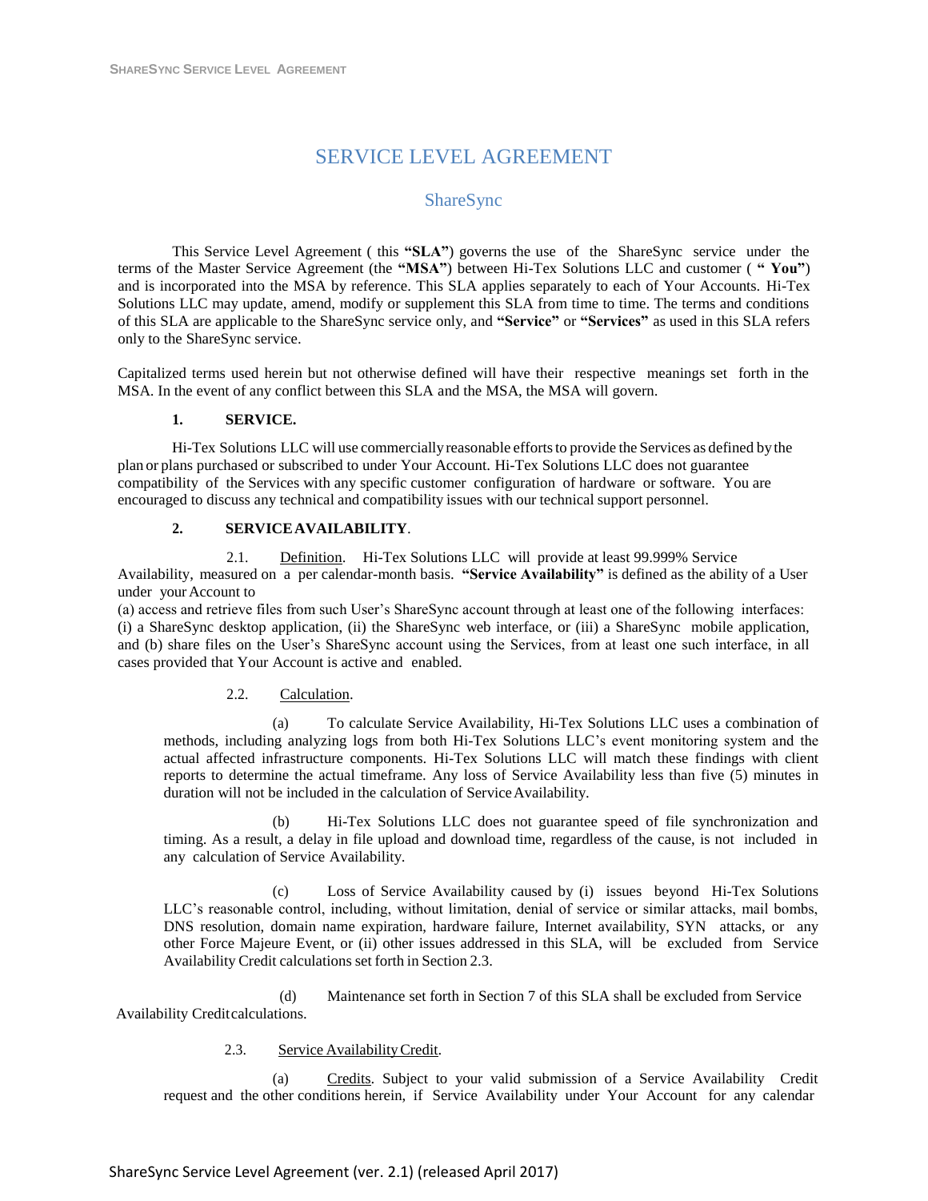# SERVICE LEVEL AGREEMENT

## ShareSync

This Service Level Agreement ( this **"SLA"**) governs the use of the ShareSync service under the terms of the Master Service Agreement (the **"MSA"**) between Hi-Tex Solutions LLC and customer ( **" You"**) and is incorporated into the MSA by reference. This SLA applies separately to each of Your Accounts. Hi-Tex Solutions LLC may update, amend, modify or supplement this SLA from time to time. The terms and conditions of this SLA are applicable to the ShareSync service only, and **"Service"** or **"Services"** as used in this SLA refers only to the ShareSync service.

Capitalized terms used herein but not otherwise defined will have their respective meanings set forth in the MSA. In the event of any conflict between this SLA and the MSA, the MSA will govern.

**1. SERVICE.**

Hi-Tex Solutions LLC will use commercially reasonable efforts to provide the Services as defined by the plan or plans purchased or subscribed to under Your Account. Hi-Tex Solutions LLC does not guarantee compatibility of the Services with any specific customer configuration of hardware or software. You are encouraged to discuss any technical and compatibility issues with our technical support personnel.

**2. SERVICE AVAILABILITY**.

2.1. Definition. Hi-Tex Solutions LLC will provide at least 99.999% Service Availability, measured on a per calendar-month basis. **"Service Availability"** is defined as the ability of a User under your Account to

(a) access and retrieve files from such User's ShareSync account through at least one of the following interfaces: (i) a ShareSync desktop application, (ii) the ShareSync web interface, or (iii) a ShareSync mobile application, and (b) share files on the User's ShareSync account using the Services, from at least one such interface, in all cases provided that Your Account is active and enabled.

2.2. Calculation.

(a) To calculate Service Availability, Hi-Tex Solutions LLC uses a combination of methods, including analyzing logs from both Hi-Tex Solutions LLC's event monitoring system and the actual affected infrastructure components. Hi-Tex Solutions LLC will match these findings with client reports to determine the actual timeframe. Any loss of Service Availability less than five (5) minutes in duration will not be included in the calculation of Service Availability.

(b) Hi-Tex Solutions LLC does not guarantee speed of file synchronization and timing. As a result, a delay in file upload and download time, regardless of the cause, is not included in any calculation of Service Availability.

(c) Loss of Service Availability caused by (i) issues beyond Hi-Tex Solutions LLC's reasonable control, including, without limitation, denial of service or similar attacks, mail bombs, DNS resolution, domain name expiration, hardware failure, Internet availability, SYN attacks, or any other Force Majeure Event, or (ii) other issues addressed in this SLA, will be excluded from Service Availability Credit calculations set forth in Section 2.3.

(d) Maintenance set forth in Section 7 of this SLA shall be excluded from Service Availability Credit calculations.

2.3. Service Availability Credit.

(a) Credits. Subject to your valid submission of a Service Availability Credit request and the other conditions herein, if Service Availability under Your Account for any calendar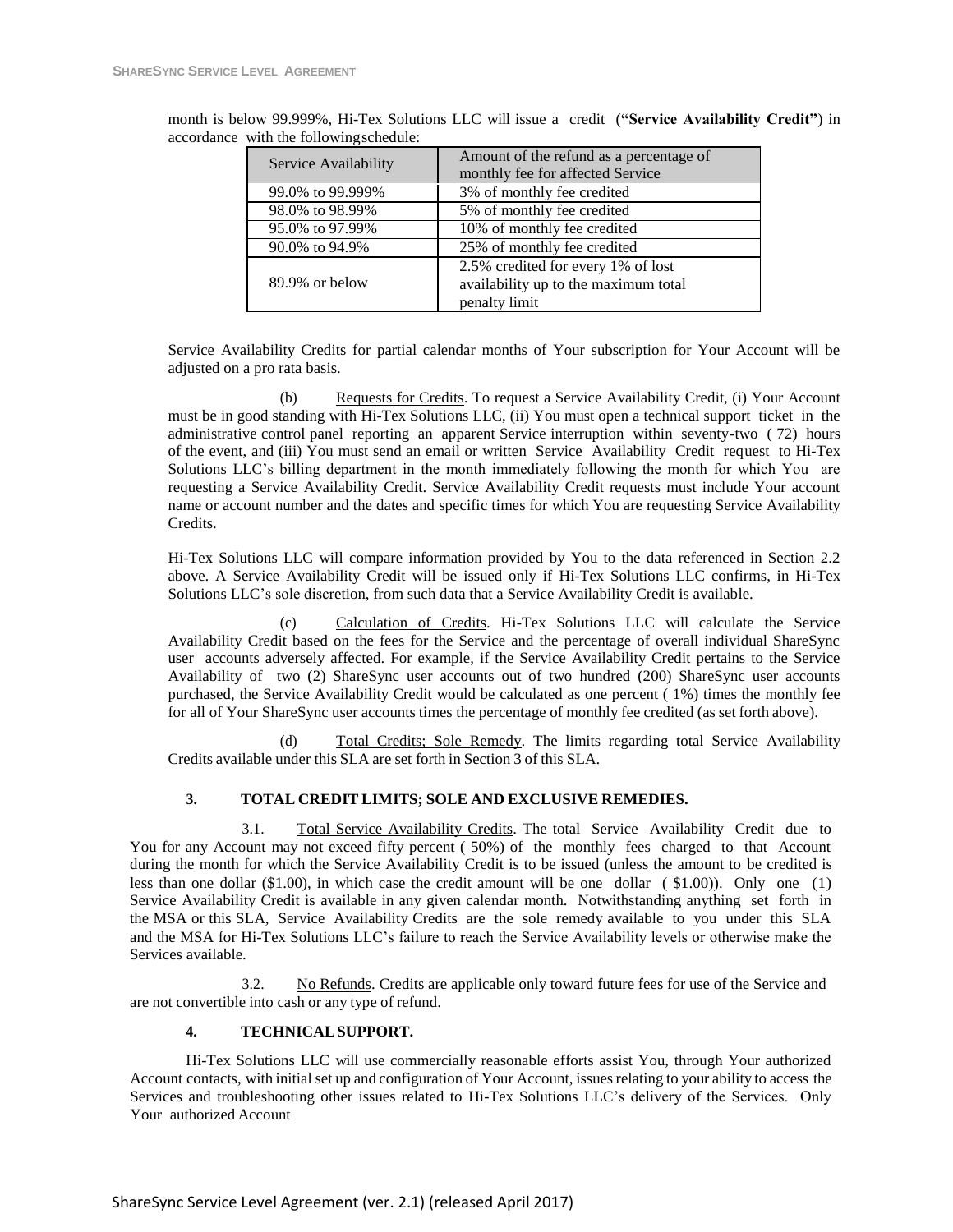month is below 99.999%, Hi-Tex Solutions LLC will issue a credit (**"Service Availability Credit"**) in accordance with the following schedule:

| Service Availability | Amount of the refund as a percentage of monthly fee for affected Service |
|---|---|
| 99.0% to 99.999% | 3% of monthly fee credited |
| 98.0% to 98.99% | 5% of monthly fee credited |
| 95.0% to 97.99% | 10% of monthly fee credited |
| 90.0% to 94.9% | 25% of monthly fee credited |
| 89.9% or below | 2.5% credited for every 1% of lost availability up to the maximum total penalty limit |

Service Availability Credits for partial calendar months of Your subscription for Your Account will be adjusted on a pro rata basis.

(b) Requests for Credits. To request a Service Availability Credit, (i) Your Account must be in good standing with Hi-Tex Solutions LLC, (ii) You must open a technical support ticket in the administrative control panel reporting an apparent Service interruption within seventy-two ( 72) hours of the event, and (iii) You must send an email or written Service Availability Credit request to Hi-Tex Solutions LLC's billing department in the month immediately following the month for which You are requesting a Service Availability Credit. Service Availability Credit requests must include Your account name or account number and the dates and specific times for which You are requesting Service Availability Credits.

Hi-Tex Solutions LLC will compare information provided by You to the data referenced in Section 2.2 above. A Service Availability Credit will be issued only if Hi-Tex Solutions LLC confirms, in Hi-Tex Solutions LLC's sole discretion, from such data that a Service Availability Credit is available.

(c) Calculation of Credits. Hi-Tex Solutions LLC will calculate the Service Availability Credit based on the fees for the Service and the percentage of overall individual ShareSync user accounts adversely affected. For example, if the Service Availability Credit pertains to the Service Availability of two (2) ShareSync user accounts out of two hundred (200) ShareSync user accounts purchased, the Service Availability Credit would be calculated as one percent ( 1%) times the monthly fee for all of Your ShareSync user accounts times the percentage of monthly fee credited (as set forth above).

(d) Total Credits; Sole Remedy. The limits regarding total Service Availability Credits available under this SLA are set forth in Section 3 of this SLA.

## 3. TOTAL CREDIT LIMITS; SOLE AND EXCLUSIVE REMEDIES.

3.1. Total Service Availability Credits. The total Service Availability Credit due to You for any Account may not exceed fifty percent ( 50%) of the monthly fees charged to that Account during the month for which the Service Availability Credit is to be issued (unless the amount to be credited is less than one dollar ($1.00), in which case the credit amount will be one dollar ( $1.00)). Only one (1) Service Availability Credit is available in any given calendar month. Notwithstanding anything set forth in the MSA or this SLA, Service Availability Credits are the sole remedy available to you under this SLA and the MSA for Hi-Tex Solutions LLC's failure to reach the Service Availability levels or otherwise make the Services available.

3.2. No Refunds. Credits are applicable only toward future fees for use of the Service and are not convertible into cash or any type of refund.

## 4. TECHNICAL SUPPORT.

Hi-Tex Solutions LLC will use commercially reasonable efforts assist You, through Your authorized Account contacts, with initial set up and configuration of Your Account, issues relating to your ability to access the Services and troubleshooting other issues related to Hi-Tex Solutions LLC's delivery of the Services. Only Your authorized Account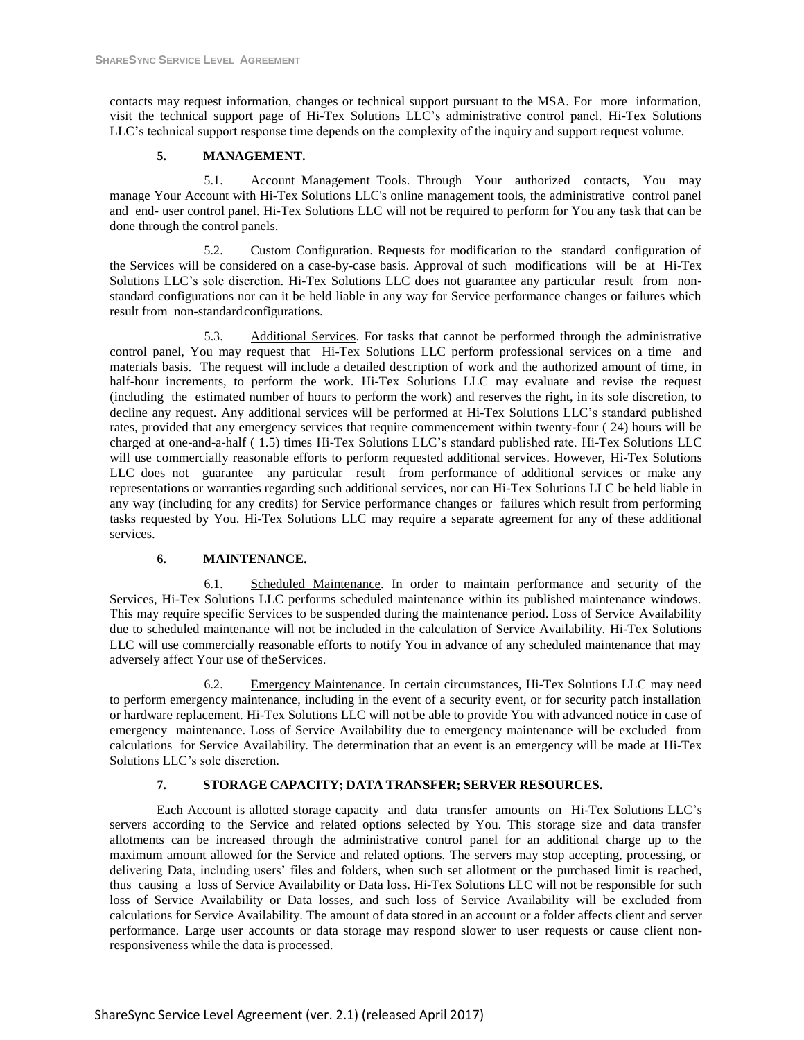contacts may request information, changes or technical support pursuant to the MSA. For more information, visit the technical support page of Hi-Tex Solutions LLC's administrative control panel. Hi-Tex Solutions LLC's technical support response time depends on the complexity of the inquiry and support request volume.

## 5. MANAGEMENT.

5.1. Account Management Tools. Through Your authorized contacts, You may manage Your Account with Hi-Tex Solutions LLC's online management tools, the administrative control panel and end- user control panel. Hi-Tex Solutions LLC will not be required to perform for You any task that can be done through the control panels.

5.2. Custom Configuration. Requests for modification to the standard configuration of the Services will be considered on a case-by-case basis. Approval of such modifications will be at Hi-Tex Solutions LLC's sole discretion. Hi-Tex Solutions LLC does not guarantee any particular result from non-standard configurations nor can it be held liable in any way for Service performance changes or failures which result from non-standard configurations.

5.3. Additional Services. For tasks that cannot be performed through the administrative control panel, You may request that Hi-Tex Solutions LLC perform professional services on a time and materials basis. The request will include a detailed description of work and the authorized amount of time, in half-hour increments, to perform the work. Hi-Tex Solutions LLC may evaluate and revise the request (including the estimated number of hours to perform the work) and reserves the right, in its sole discretion, to decline any request. Any additional services will be performed at Hi-Tex Solutions LLC's standard published rates, provided that any emergency services that require commencement within twenty-four ( 24) hours will be charged at one-and-a-half ( 1.5) times Hi-Tex Solutions LLC's standard published rate. Hi-Tex Solutions LLC will use commercially reasonable efforts to perform requested additional services. However, Hi-Tex Solutions LLC does not guarantee any particular result from performance of additional services or make any representations or warranties regarding such additional services, nor can Hi-Tex Solutions LLC be held liable in any way (including for any credits) for Service performance changes or failures which result from performing tasks requested by You. Hi-Tex Solutions LLC may require a separate agreement for any of these additional services.

## 6. MAINTENANCE.

6.1. Scheduled Maintenance. In order to maintain performance and security of the Services, Hi-Tex Solutions LLC performs scheduled maintenance within its published maintenance windows. This may require specific Services to be suspended during the maintenance period. Loss of Service Availability due to scheduled maintenance will not be included in the calculation of Service Availability. Hi-Tex Solutions LLC will use commercially reasonable efforts to notify You in advance of any scheduled maintenance that may adversely affect Your use of the Services.

6.2. Emergency Maintenance. In certain circumstances, Hi-Tex Solutions LLC may need to perform emergency maintenance, including in the event of a security event, or for security patch installation or hardware replacement. Hi-Tex Solutions LLC will not be able to provide You with advanced notice in case of emergency maintenance. Loss of Service Availability due to emergency maintenance will be excluded from calculations for Service Availability. The determination that an event is an emergency will be made at Hi-Tex Solutions LLC's sole discretion.

## 7. STORAGE CAPACITY; DATA TRANSFER; SERVER RESOURCES.

Each Account is allotted storage capacity and data transfer amounts on Hi-Tex Solutions LLC's servers according to the Service and related options selected by You. This storage size and data transfer allotments can be increased through the administrative control panel for an additional charge up to the maximum amount allowed for the Service and related options. The servers may stop accepting, processing, or delivering Data, including users' files and folders, when such set allotment or the purchased limit is reached, thus causing a loss of Service Availability or Data loss. Hi-Tex Solutions LLC will not be responsible for such loss of Service Availability or Data losses, and such loss of Service Availability will be excluded from calculations for Service Availability. The amount of data stored in an account or a folder affects client and server performance. Large user accounts or data storage may respond slower to user requests or cause client non-responsiveness while the data is processed.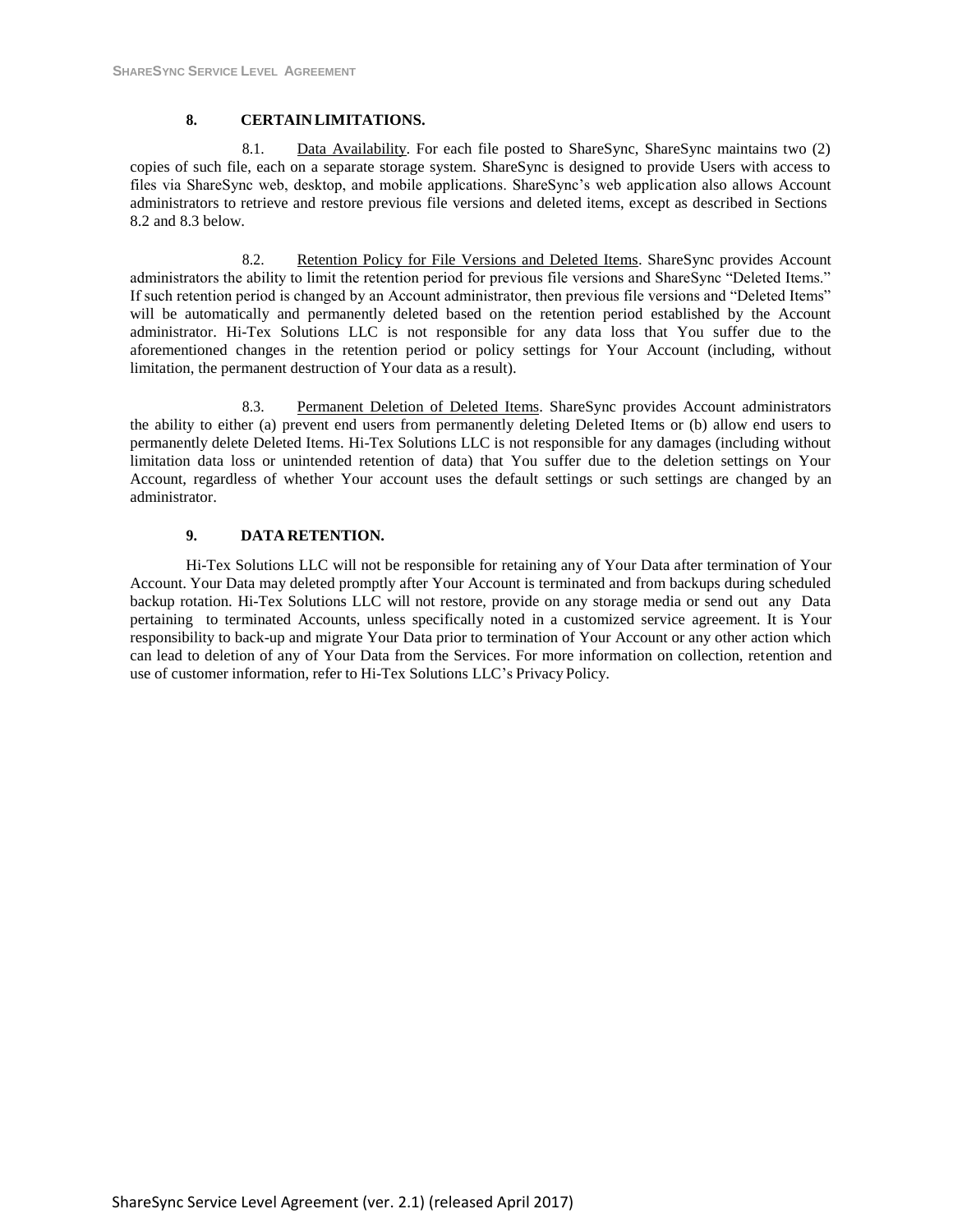## 8. CERTAIN LIMITATIONS.

8.1. Data Availability. For each file posted to ShareSync, ShareSync maintains two (2) copies of such file, each on a separate storage system. ShareSync is designed to provide Users with access to files via ShareSync web, desktop, and mobile applications. ShareSync's web application also allows Account administrators to retrieve and restore previous file versions and deleted items, except as described in Sections 8.2 and 8.3 below.

8.2. Retention Policy for File Versions and Deleted Items. ShareSync provides Account administrators the ability to limit the retention period for previous file versions and ShareSync "Deleted Items." If such retention period is changed by an Account administrator, then previous file versions and "Deleted Items" will be automatically and permanently deleted based on the retention period established by the Account administrator. Hi-Tex Solutions LLC is not responsible for any data loss that You suffer due to the aforementioned changes in the retention period or policy settings for Your Account (including, without limitation, the permanent destruction of Your data as a result).

8.3. Permanent Deletion of Deleted Items. ShareSync provides Account administrators the ability to either (a) prevent end users from permanently deleting Deleted Items or (b) allow end users to permanently delete Deleted Items. Hi-Tex Solutions LLC is not responsible for any damages (including without limitation data loss or unintended retention of data) that You suffer due to the deletion settings on Your Account, regardless of whether Your account uses the default settings or such settings are changed by an administrator.

## 9. DATA RETENTION.

Hi-Tex Solutions LLC will not be responsible for retaining any of Your Data after termination of Your Account. Your Data may deleted promptly after Your Account is terminated and from backups during scheduled backup rotation. Hi-Tex Solutions LLC will not restore, provide on any storage media or send out any Data pertaining to terminated Accounts, unless specifically noted in a customized service agreement. It is Your responsibility to back-up and migrate Your Data prior to termination of Your Account or any other action which can lead to deletion of any of Your Data from the Services. For more information on collection, retention and use of customer information, refer to Hi-Tex Solutions LLC's Privacy Policy.